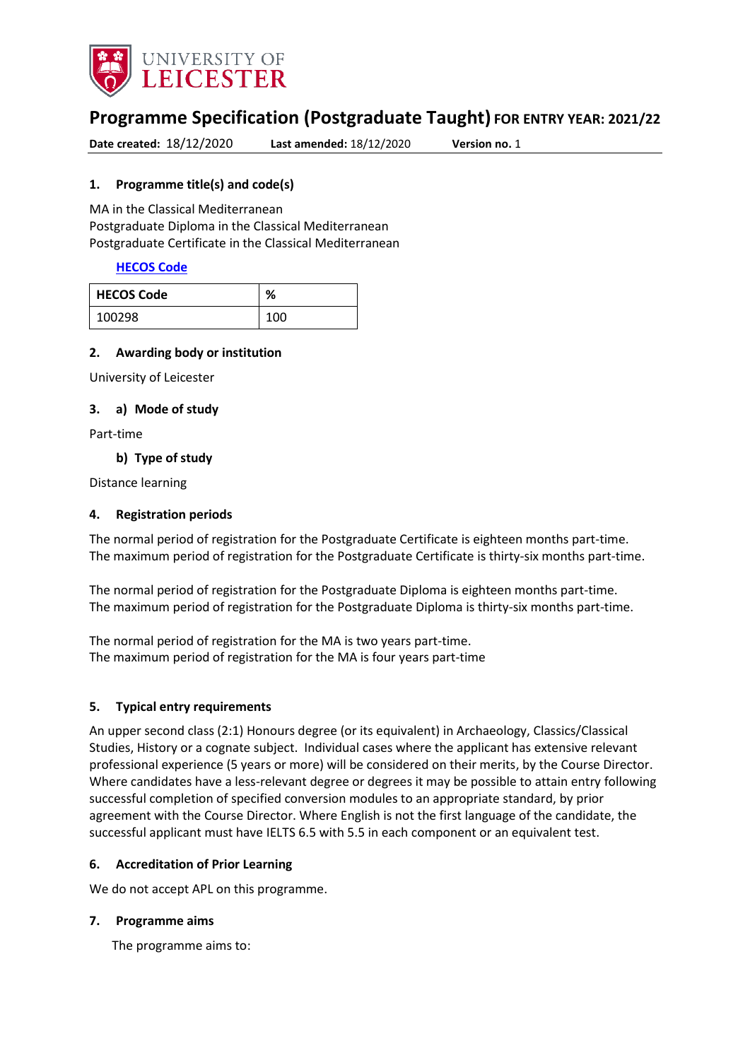# Programme Specification (Postgraduate Taught) FOR ENTRY YEAR: 2021/22

**Date created:** 18/12/2020 **Last amended:** 18/12/2020 **Version no.** 1

## 1. Programme title(s) and code(s)

MA in the Classical Mediterranean
Postgraduate Diploma in the Classical Mediterranean
Postgraduate Certificate in the Classical Mediterranean

**HECOS Code**

| HECOS Code | % |
|---|---|
| 100298 | 100 |

## 2. Awarding body or institution

University of Leicester

## 3. a) Mode of study

Part-time

### b) Type of study

Distance learning

## 4. Registration periods

The normal period of registration for the Postgraduate Certificate is eighteen months part-time.
The maximum period of registration for the Postgraduate Certificate is thirty-six months part-time.

The normal period of registration for the Postgraduate Diploma is eighteen months part-time.
The maximum period of registration for the Postgraduate Diploma is thirty-six months part-time.

The normal period of registration for the MA is two years part-time.
The maximum period of registration for the MA is four years part-time

## 5. Typical entry requirements

An upper second class (2:1) Honours degree (or its equivalent) in Archaeology, Classics/Classical Studies, History or a cognate subject. Individual cases where the applicant has extensive relevant professional experience (5 years or more) will be considered on their merits, by the Course Director. Where candidates have a less-relevant degree or degrees it may be possible to attain entry following successful completion of specified conversion modules to an appropriate standard, by prior agreement with the Course Director. Where English is not the first language of the candidate, the successful applicant must have IELTS 6.5 with 5.5 in each component or an equivalent test.

## 6. Accreditation of Prior Learning

We do not accept APL on this programme.

## 7. Programme aims

The programme aims to: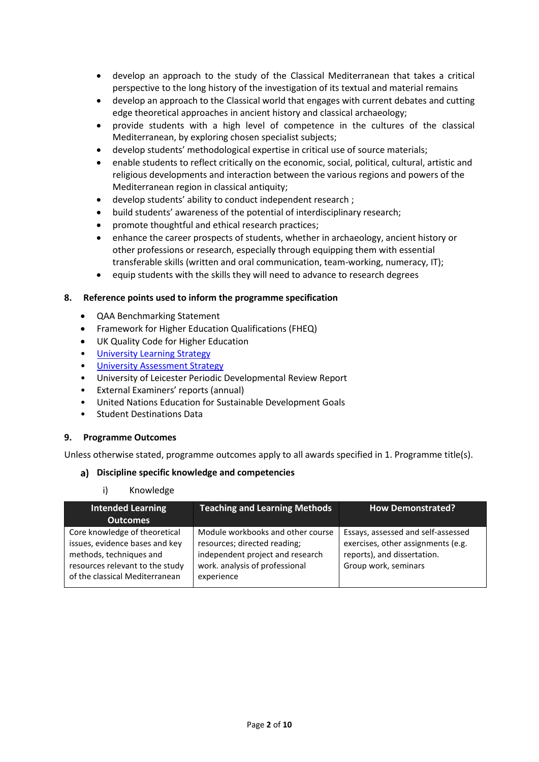- develop an approach to the study of the Classical Mediterranean that takes a critical perspective to the long history of the investigation of its textual and material remains
- develop an approach to the Classical world that engages with current debates and cutting edge theoretical approaches in ancient history and classical archaeology;
- provide students with a high level of competence in the cultures of the classical Mediterranean, by exploring chosen specialist subjects;
- develop students' methodological expertise in critical use of source materials;
- enable students to reflect critically on the economic, social, political, cultural, artistic and religious developments and interaction between the various regions and powers of the Mediterranean region in classical antiquity;
- develop students' ability to conduct independent research ;
- build students' awareness of the potential of interdisciplinary research;
- promote thoughtful and ethical research practices;
- enhance the career prospects of students, whether in archaeology, ancient history or other professions or research, especially through equipping them with essential transferable skills (written and oral communication, team-working, numeracy, IT);
- equip students with the skills they will need to advance to research degrees

## 8. Reference points used to inform the programme specification

- QAA Benchmarking Statement
- Framework for Higher Education Qualifications (FHEQ)
- UK Quality Code for Higher Education
- University Learning Strategy
- University Assessment Strategy
- University of Leicester Periodic Developmental Review Report
- External Examiners' reports (annual)
- United Nations Education for Sustainable Development Goals
- Student Destinations Data

## 9. Programme Outcomes

Unless otherwise stated, programme outcomes apply to all awards specified in 1. Programme title(s).

### a) Discipline specific knowledge and competencies

i) Knowledge

| Intended Learning Outcomes | Teaching and Learning Methods | How Demonstrated? |
|---|---|---|
| Core knowledge of theoretical issues, evidence bases and key methods, techniques and resources relevant to the study of the classical Mediterranean | Module workbooks and other course resources; directed reading; independent project and research work. analysis of professional experience | Essays, assessed and self-assessed exercises, other assignments (e.g. reports), and dissertation. Group work, seminars |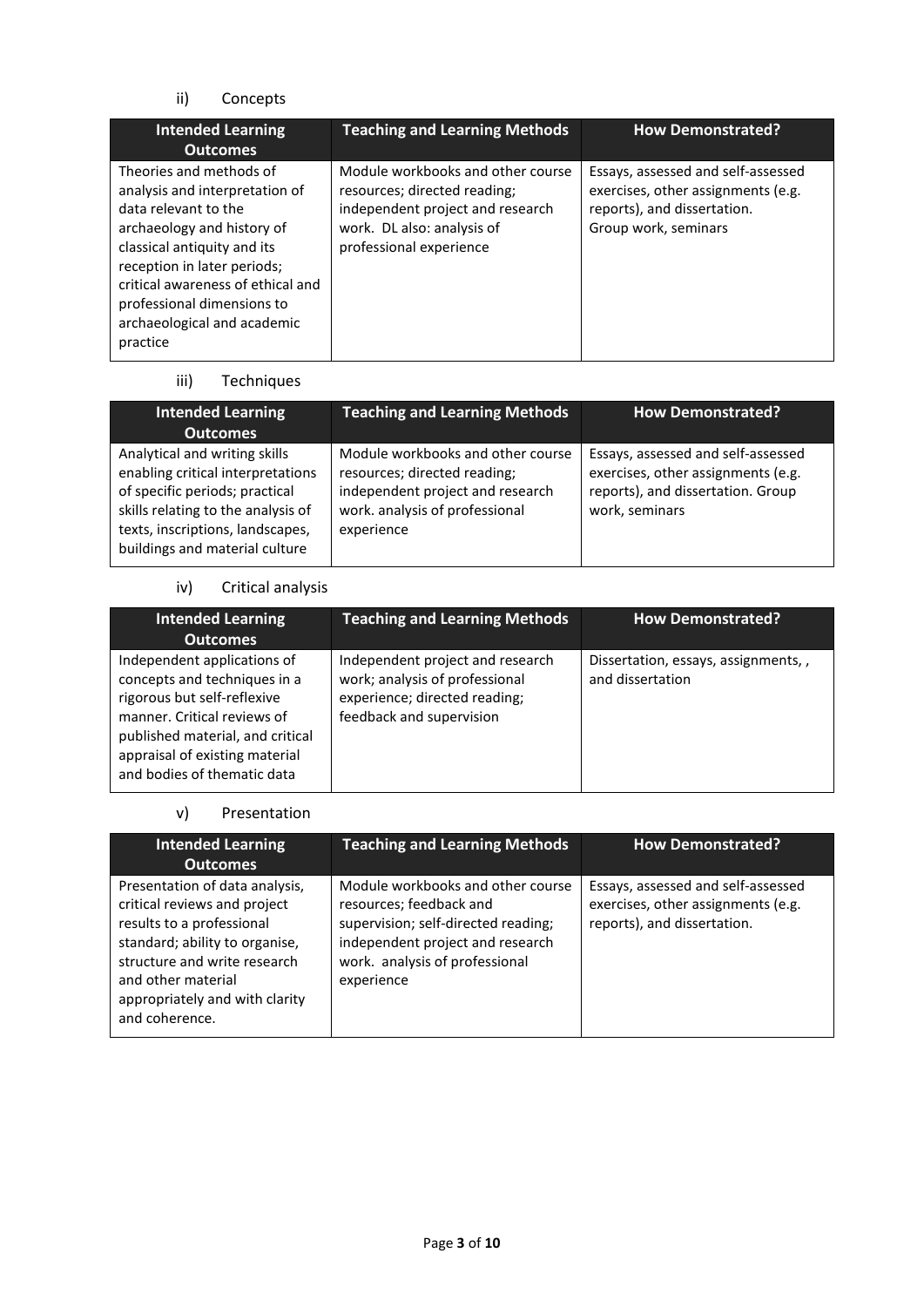ii) Concepts

| Intended Learning Outcomes | Teaching and Learning Methods | How Demonstrated? |
| --- | --- | --- |
| Theories and methods of analysis and interpretation of data relevant to the archaeology and history of classical antiquity and its reception in later periods; critical awareness of ethical and professional dimensions to archaeological and academic practice | Module workbooks and other course resources; directed reading; independent project and research work. DL also: analysis of professional experience | Essays, assessed and self-assessed exercises, other assignments (e.g. reports), and dissertation. Group work, seminars |

iii) Techniques

| Intended Learning Outcomes | Teaching and Learning Methods | How Demonstrated? |
| --- | --- | --- |
| Analytical and writing skills enabling critical interpretations of specific periods; practical skills relating to the analysis of texts, inscriptions, landscapes, buildings and material culture | Module workbooks and other course resources; directed reading; independent project and research work. analysis of professional experience | Essays, assessed and self-assessed exercises, other assignments (e.g. reports), and dissertation. Group work, seminars |

iv) Critical analysis

| Intended Learning Outcomes | Teaching and Learning Methods | How Demonstrated? |
| --- | --- | --- |
| Independent applications of concepts and techniques in a rigorous but self-reflexive manner. Critical reviews of published material, and critical appraisal of existing material and bodies of thematic data | Independent project and research work; analysis of professional experience; directed reading; feedback and supervision | Dissertation, essays, assignments, , and dissertation |

v) Presentation

| Intended Learning Outcomes | Teaching and Learning Methods | How Demonstrated? |
| --- | --- | --- |
| Presentation of data analysis, critical reviews and project results to a professional standard; ability to organise, structure and write research and other material appropriately and with clarity and coherence. | Module workbooks and other course resources; feedback and supervision; self-directed reading; independent project and research work. analysis of professional experience | Essays, assessed and self-assessed exercises, other assignments (e.g. reports), and dissertation. |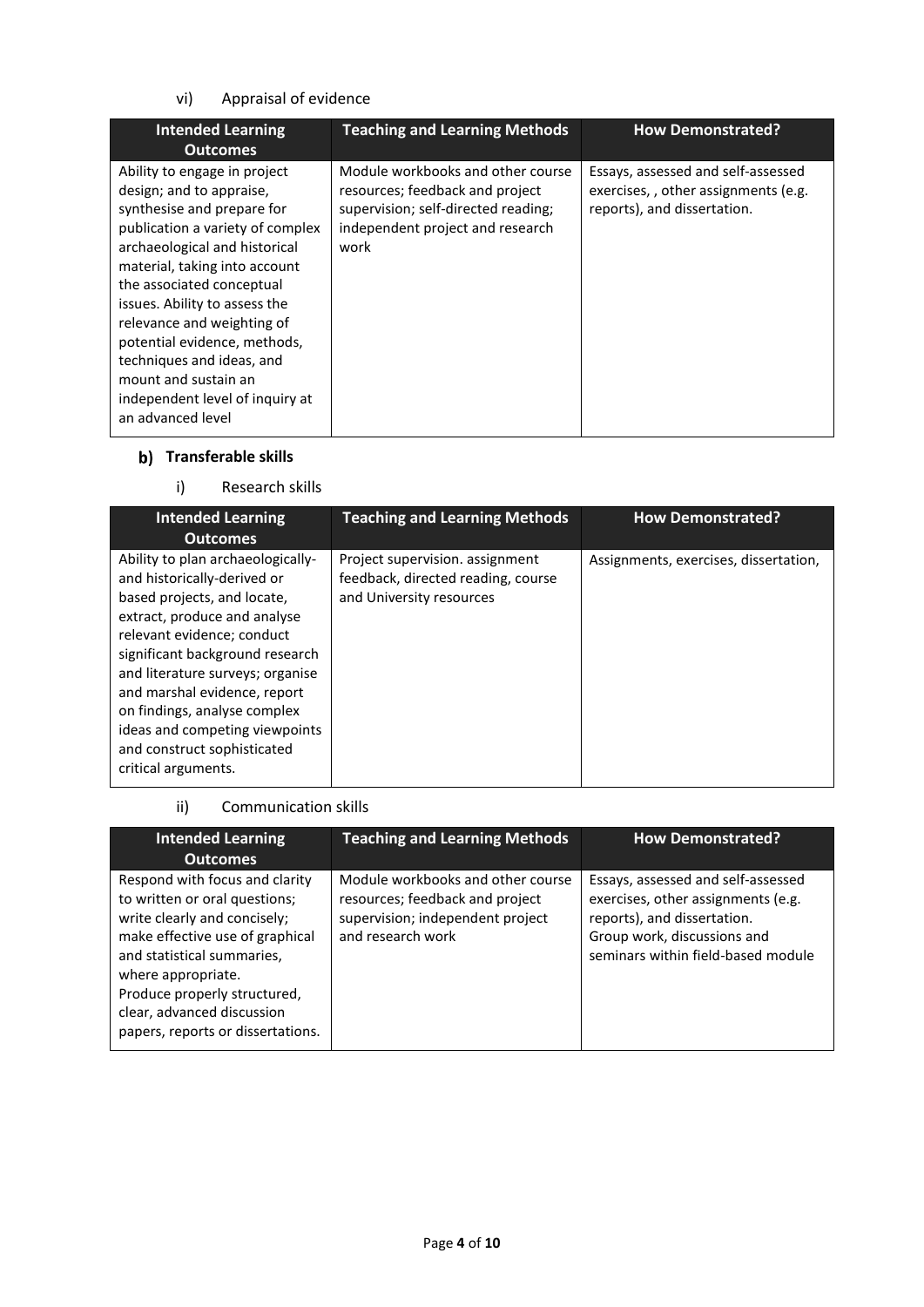vi) Appraisal of evidence

| Intended Learning Outcomes | Teaching and Learning Methods | How Demonstrated? |
|---|---|---|
| Ability to engage in project design; and to appraise, synthesise and prepare for publication a variety of complex archaeological and historical material, taking into account the associated conceptual issues. Ability to assess the relevance and weighting of potential evidence, methods, techniques and ideas, and mount and sustain an independent level of inquiry at an advanced level | Module workbooks and other course resources; feedback and project supervision; self-directed reading; independent project and research work | Essays, assessed and self-assessed exercises, , other assignments (e.g. reports), and dissertation. |

### b) Transferable skills

i) Research skills

| Intended Learning Outcomes | Teaching and Learning Methods | How Demonstrated? |
|---|---|---|
| Ability to plan archaeologically- and historically-derived or based projects, and locate, extract, produce and analyse relevant evidence; conduct significant background research and literature surveys; organise and marshal evidence, report on findings, analyse complex ideas and competing viewpoints and construct sophisticated critical arguments. | Project supervision. assignment feedback, directed reading, course and University resources | Assignments, exercises, dissertation, |

ii) Communication skills

| Intended Learning Outcomes | Teaching and Learning Methods | How Demonstrated? |
|---|---|---|
| Respond with focus and clarity to written or oral questions; write clearly and concisely; make effective use of graphical and statistical summaries, where appropriate.<br>Produce properly structured, clear, advanced discussion papers, reports or dissertations. | Module workbooks and other course resources; feedback and project supervision; independent project and research work | Essays, assessed and self-assessed exercises, other assignments (e.g. reports), and dissertation.<br>Group work, discussions and seminars within field-based module |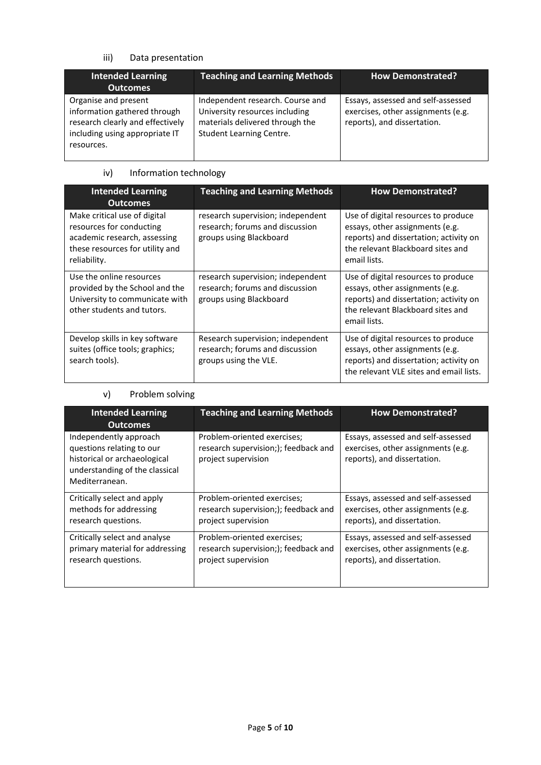iii) Data presentation

| Intended Learning Outcomes | Teaching and Learning Methods | How Demonstrated? |
|---|---|---|
| Organise and present information gathered through research clearly and effectively including using appropriate IT resources. | Independent research. Course and University resources including materials delivered through the Student Learning Centre. | Essays, assessed and self-assessed exercises, other assignments (e.g. reports), and dissertation. |

iv) Information technology

| Intended Learning Outcomes | Teaching and Learning Methods | How Demonstrated? |
|---|---|---|
| Make critical use of digital resources for conducting academic research, assessing these resources for utility and reliability. | research supervision; independent research; forums and discussion groups using Blackboard | Use of digital resources to produce essays, other assignments (e.g. reports) and dissertation; activity on the relevant Blackboard sites and email lists. |
| Use the online resources provided by the School and the University to communicate with other students and tutors. | research supervision; independent research; forums and discussion groups using Blackboard | Use of digital resources to produce essays, other assignments (e.g. reports) and dissertation; activity on the relevant Blackboard sites and email lists. |
| Develop skills in key software suites (office tools; graphics; search tools). | Research supervision; independent research; forums and discussion groups using the VLE. | Use of digital resources to produce essays, other assignments (e.g. reports) and dissertation; activity on the relevant VLE sites and email lists. |

v) Problem solving

| Intended Learning Outcomes | Teaching and Learning Methods | How Demonstrated? |
|---|---|---|
| Independently approach questions relating to our historical or archaeological understanding of the classical Mediterranean. | Problem-oriented exercises; research supervision;); feedback and project supervision | Essays, assessed and self-assessed exercises, other assignments (e.g. reports), and dissertation. |
| Critically select and apply methods for addressing research questions. | Problem-oriented exercises; research supervision;); feedback and project supervision | Essays, assessed and self-assessed exercises, other assignments (e.g. reports), and dissertation. |
| Critically select and analyse primary material for addressing research questions. | Problem-oriented exercises; research supervision;); feedback and project supervision | Essays, assessed and self-assessed exercises, other assignments (e.g. reports), and dissertation. |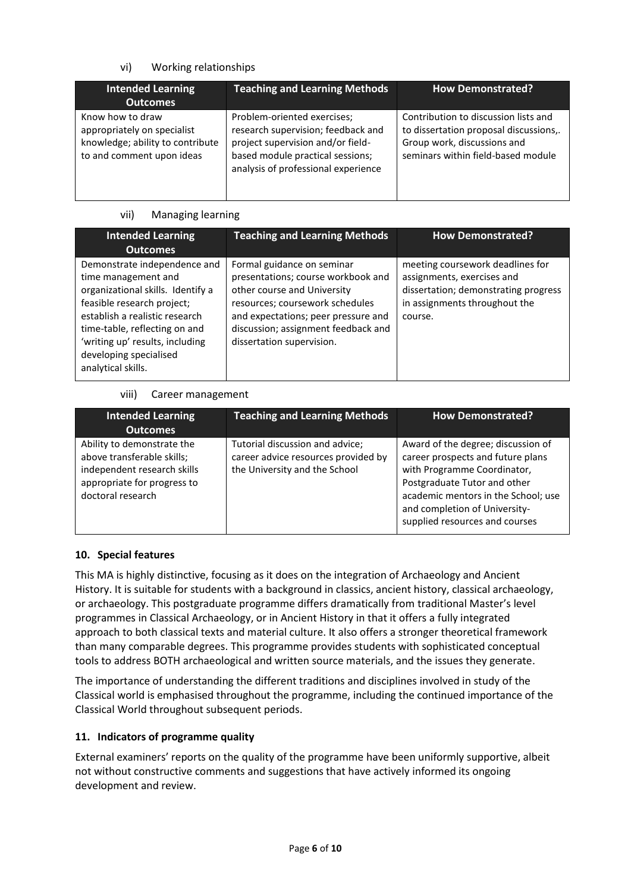vi) Working relationships

| Intended Learning Outcomes | Teaching and Learning Methods | How Demonstrated? |
|---|---|---|
| Know how to draw appropriately on specialist knowledge; ability to contribute to and comment upon ideas | Problem-oriented exercises; research supervision; feedback and project supervision and/or field-based module practical sessions; analysis of professional experience | Contribution to discussion lists and to dissertation proposal discussions,. Group work, discussions and seminars within field-based module |

vii) Managing learning

| Intended Learning Outcomes | Teaching and Learning Methods | How Demonstrated? |
|---|---|---|
| Demonstrate independence and time management and organizational skills. Identify a feasible research project; establish a realistic research time-table, reflecting on and 'writing up' results, including developing specialised analytical skills. | Formal guidance on seminar presentations; course workbook and other course and University resources; coursework schedules and expectations; peer pressure and discussion; assignment feedback and dissertation supervision. | meeting coursework deadlines for assignments, exercises and dissertation; demonstrating progress in assignments throughout the course. |

viii) Career management

| Intended Learning Outcomes | Teaching and Learning Methods | How Demonstrated? |
|---|---|---|
| Ability to demonstrate the above transferable skills; independent research skills appropriate for progress to doctoral research | Tutorial discussion and advice; career advice resources provided by the University and the School | Award of the degree; discussion of career prospects and future plans with Programme Coordinator, Postgraduate Tutor and other academic mentors in the School; use and completion of University-supplied resources and courses |

**10. Special features**

This MA is highly distinctive, focusing as it does on the integration of Archaeology and Ancient History. It is suitable for students with a background in classics, ancient history, classical archaeology, or archaeology. This postgraduate programme differs dramatically from traditional Master's level programmes in Classical Archaeology, or in Ancient History in that it offers a fully integrated approach to both classical texts and material culture. It also offers a stronger theoretical framework than many comparable degrees. This programme provides students with sophisticated conceptual tools to address BOTH archaeological and written source materials, and the issues they generate.

The importance of understanding the different traditions and disciplines involved in study of the Classical world is emphasised throughout the programme, including the continued importance of the Classical World throughout subsequent periods.

**11. Indicators of programme quality**

External examiners' reports on the quality of the programme have been uniformly supportive, albeit not without constructive comments and suggestions that have actively informed its ongoing development and review.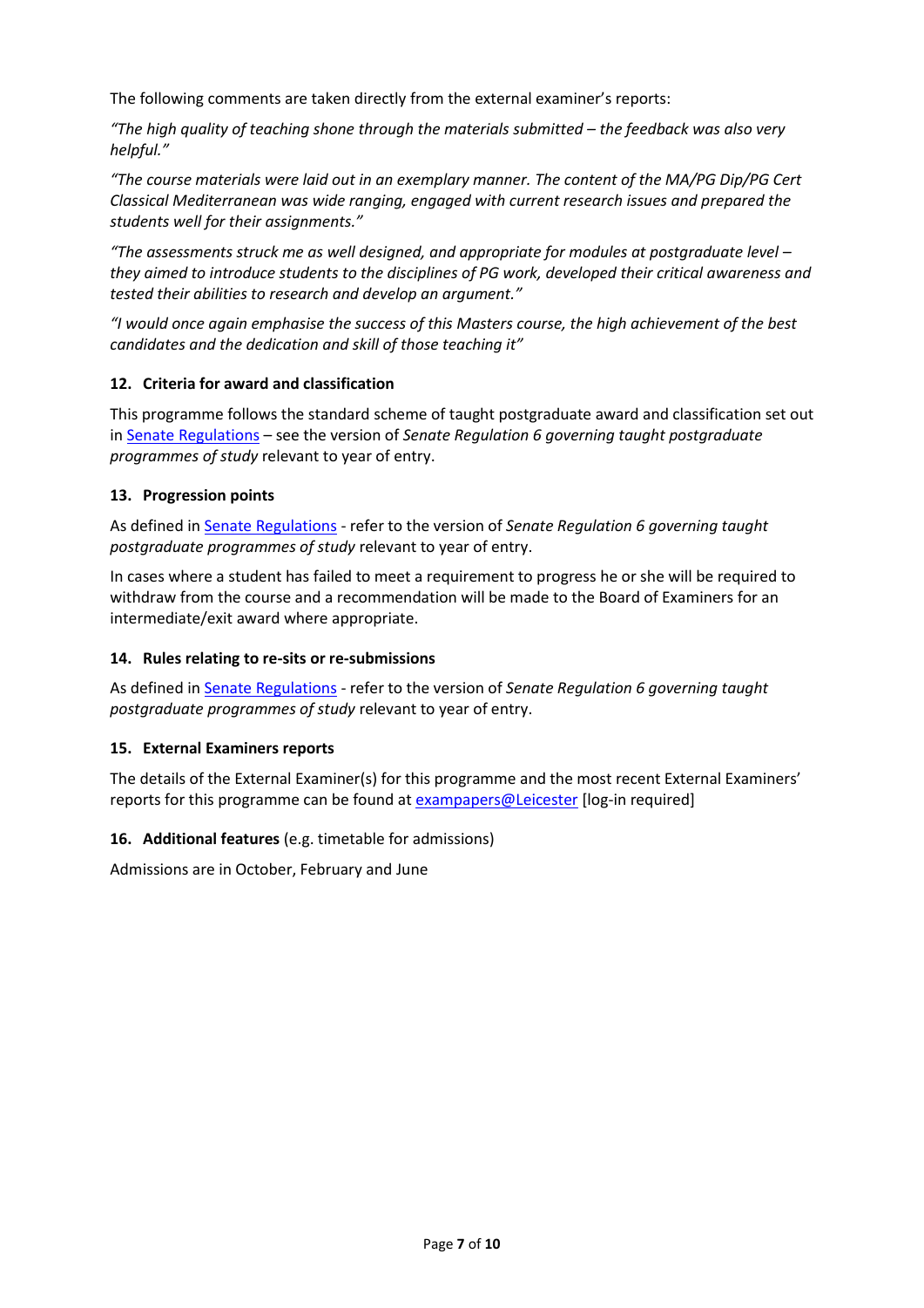The following comments are taken directly from the external examiner's reports:

*"The high quality of teaching shone through the materials submitted – the feedback was also very helpful."*

*"The course materials were laid out in an exemplary manner. The content of the MA/PG Dip/PG Cert Classical Mediterranean was wide ranging, engaged with current research issues and prepared the students well for their assignments."*

*"The assessments struck me as well designed, and appropriate for modules at postgraduate level – they aimed to introduce students to the disciplines of PG work, developed their critical awareness and tested their abilities to research and develop an argument."*

*"I would once again emphasise the success of this Masters course, the high achievement of the best candidates and the dedication and skill of those teaching it"*

### 12. Criteria for award and classification

This programme follows the standard scheme of taught postgraduate award and classification set out in Senate Regulations – see the version of *Senate Regulation 6 governing taught postgraduate programmes of study* relevant to year of entry.

### 13. Progression points

As defined in Senate Regulations - refer to the version of *Senate Regulation 6 governing taught postgraduate programmes of study* relevant to year of entry.

In cases where a student has failed to meet a requirement to progress he or she will be required to withdraw from the course and a recommendation will be made to the Board of Examiners for an intermediate/exit award where appropriate.

### 14. Rules relating to re-sits or re-submissions

As defined in Senate Regulations - refer to the version of *Senate Regulation 6 governing taught postgraduate programmes of study* relevant to year of entry.

### 15. External Examiners reports

The details of the External Examiner(s) for this programme and the most recent External Examiners' reports for this programme can be found at exampapers@Leicester [log-in required]

### 16. Additional features (e.g. timetable for admissions)

Admissions are in October, February and June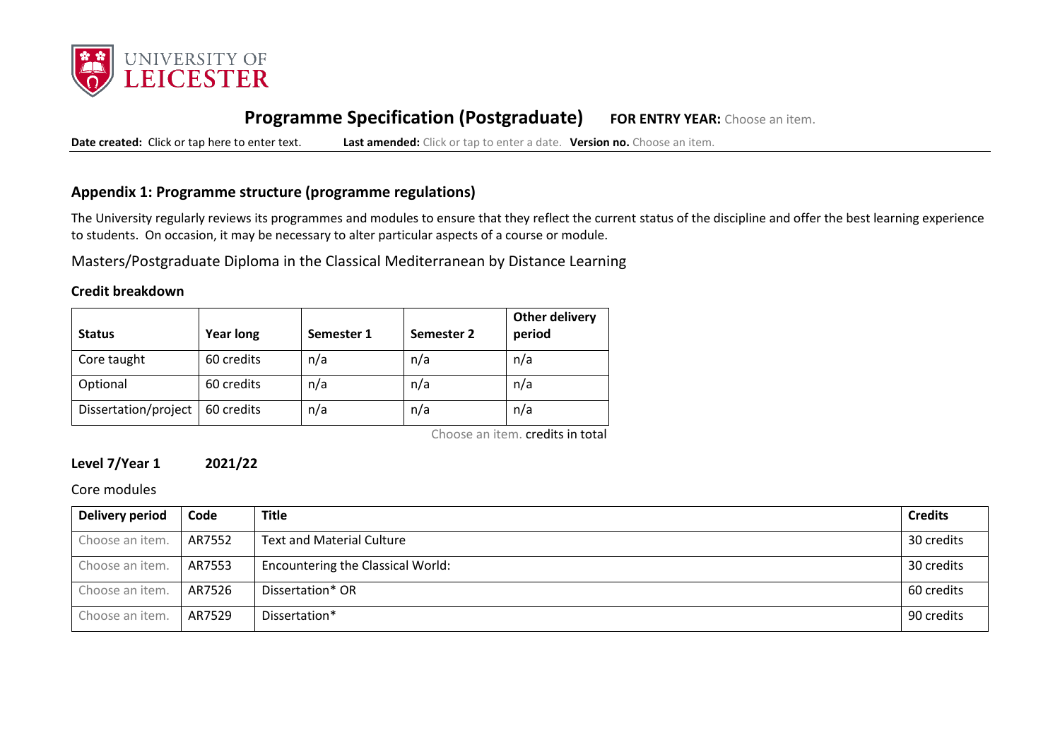# Programme Specification (Postgraduate) FOR ENTRY YEAR: Choose an item.

**Date created:** Click or tap here to enter text. **Last amended:** Click or tap to enter a date. **Version no.** Choose an item.

## Appendix 1: Programme structure (programme regulations)

The University regularly reviews its programmes and modules to ensure that they reflect the current status of the discipline and offer the best learning experience to students. On occasion, it may be necessary to alter particular aspects of a course or module.

Masters/Postgraduate Diploma in the Classical Mediterranean by Distance Learning

### Credit breakdown

| Status | Year long | Semester 1 | Semester 2 | Other delivery period |
|---|---|---|---|---|
| Core taught | 60 credits | n/a | n/a | n/a |
| Optional | 60 credits | n/a | n/a | n/a |
| Dissertation/project | 60 credits | n/a | n/a | n/a |

Choose an item. credits in total

### Level 7/Year 1 2021/22

Core modules

| Delivery period | Code | Title | Credits |
|---|---|---|---|
| Choose an item. | AR7552 | Text and Material Culture | 30 credits |
| Choose an item. | AR7553 | Encountering the Classical World: | 30 credits |
| Choose an item. | AR7526 | Dissertation* OR | 60 credits |
| Choose an item. | AR7529 | Dissertation* | 90 credits |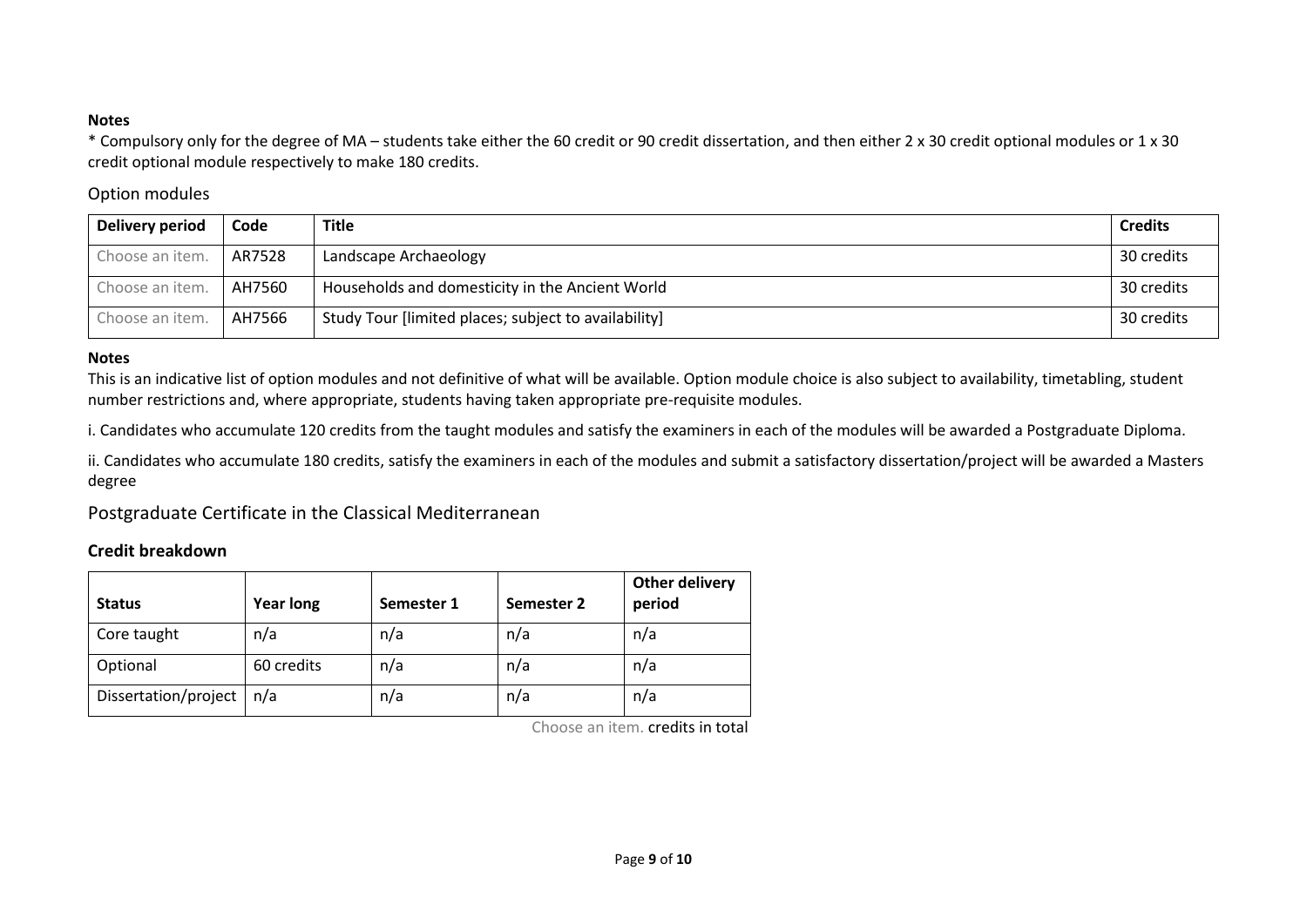**Notes**

* Compulsory only for the degree of MA – students take either the 60 credit or 90 credit dissertation, and then either 2 x 30 credit optional modules or 1 x 30 credit optional module respectively to make 180 credits.

## Option modules

| Delivery period | Code | Title | Credits |
|---|---|---|---|
| Choose an item. | AR7528 | Landscape Archaeology | 30 credits |
| Choose an item. | AH7560 | Households and domesticity in the Ancient World | 30 credits |
| Choose an item. | AH7566 | Study Tour [limited places; subject to availability] | 30 credits |

**Notes**

This is an indicative list of option modules and not definitive of what will be available. Option module choice is also subject to availability, timetabling, student number restrictions and, where appropriate, students having taken appropriate pre-requisite modules.

i. Candidates who accumulate 120 credits from the taught modules and satisfy the examiners in each of the modules will be awarded a Postgraduate Diploma.

ii. Candidates who accumulate 180 credits, satisfy the examiners in each of the modules and submit a satisfactory dissertation/project will be awarded a Masters degree

## Postgraduate Certificate in the Classical Mediterranean

### Credit breakdown

| Status | Year long | Semester 1 | Semester 2 | Other delivery period |
|---|---|---|---|---|
| Core taught | n/a | n/a | n/a | n/a |
| Optional | 60 credits | n/a | n/a | n/a |
| Dissertation/project | n/a | n/a | n/a | n/a |

Choose an item. credits in total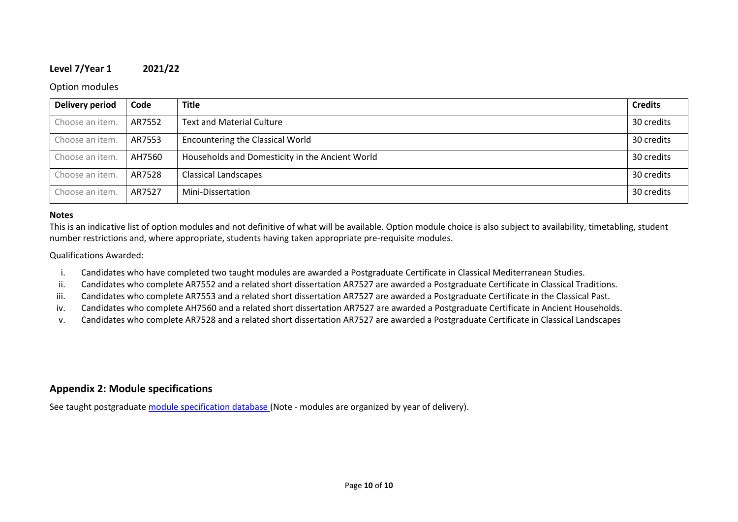**Level 7/Year 1 2021/22**

Option modules

| Delivery period | Code | Title | Credits |
|---|---|---|---|
| Choose an item. | AR7552 | Text and Material Culture | 30 credits |
| Choose an item. | AR7553 | Encountering the Classical World | 30 credits |
| Choose an item. | AH7560 | Households and Domesticity in the Ancient World | 30 credits |
| Choose an item. | AR7528 | Classical Landscapes | 30 credits |
| Choose an item. | AR7527 | Mini-Dissertation | 30 credits |

**Notes**

This is an indicative list of option modules and not definitive of what will be available. Option module choice is also subject to availability, timetabling, student number restrictions and, where appropriate, students having taken appropriate pre-requisite modules.

Qualifications Awarded:

i. Candidates who have completed two taught modules are awarded a Postgraduate Certificate in Classical Mediterranean Studies.
ii. Candidates who complete AR7552 and a related short dissertation AR7527 are awarded a Postgraduate Certificate in Classical Traditions.
iii. Candidates who complete AR7553 and a related short dissertation AR7527 are awarded a Postgraduate Certificate in the Classical Past.
iv. Candidates who complete AH7560 and a related short dissertation AR7527 are awarded a Postgraduate Certificate in Ancient Households.
v. Candidates who complete AR7528 and a related short dissertation AR7527 are awarded a Postgraduate Certificate in Classical Landscapes

## Appendix 2: Module specifications

See taught postgraduate module specification database (Note - modules are organized by year of delivery).